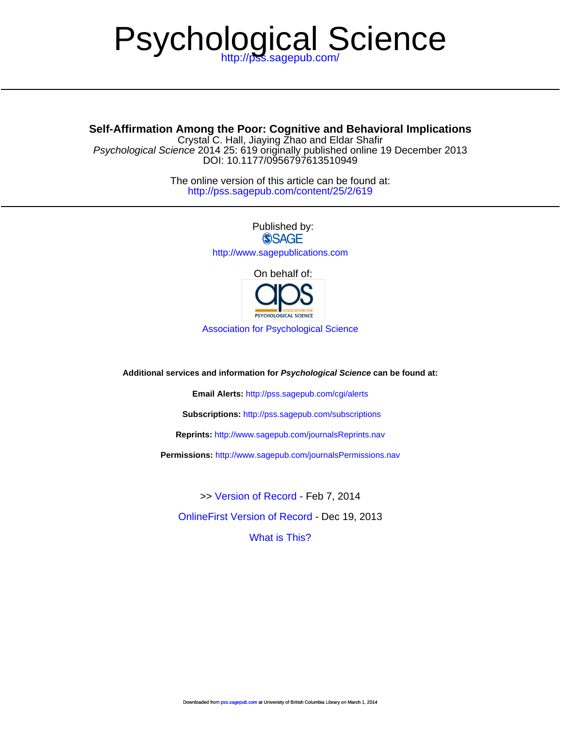# Psychological Science

http://pss.sagepub.com/

---

**Self-Affirmation Among the Poor: Cognitive and Behavioral Implications**

Crystal C. Hall, Jiaying Zhao and Eldar Shafir

*Psychological Science* 2014 25: 619 originally published online 19 December 2013

DOI: 10.1177/0956797613510949

The online version of this article can be found at:

http://pss.sagepub.com/content/25/2/619

---

Published by:

SAGE

http://www.sagepublications.com

On behalf of:

aps ASSOCIATION FOR PSYCHOLOGICAL SCIENCE

Association for Psychological Science

**Additional services and information for *Psychological Science* can be found at:**

**Email Alerts:** http://pss.sagepub.com/cgi/alerts

**Subscriptions:** http://pss.sagepub.com/subscriptions

**Reprints:** http://www.sagepub.com/journalsReprints.nav

**Permissions:** http://www.sagepub.com/journalsPermissions.nav

>> Version of Record - Feb 7, 2014

OnlineFirst Version of Record - Dec 19, 2013

What is This?

Downloaded from pss.sagepub.com at University of British Columbia Library on March 1, 2014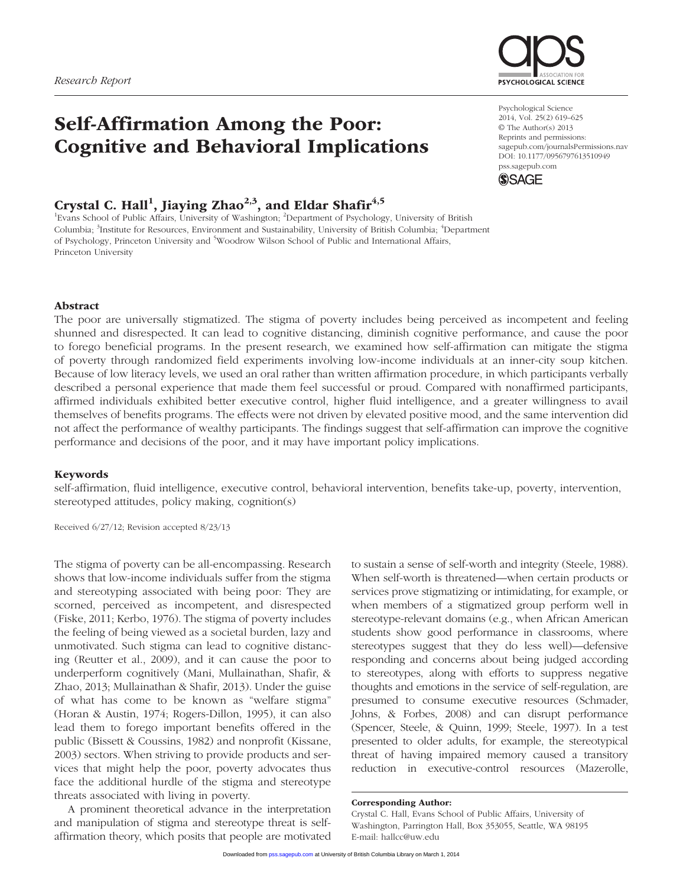Research Report

# Self-Affirmation Among the Poor: Cognitive and Behavioral Implications

**Crystal C. Hall[1], Jiaying Zhao[2,3], and Eldar Shafir[4,5]**

[1]Evans School of Public Affairs, University of Washington; [2]Department of Psychology, University of British Columbia; [3]Institute for Resources, Environment and Sustainability, University of British Columbia; [4]Department of Psychology, Princeton University and [5]Woodrow Wilson School of Public and International Affairs, Princeton University

Psychological Science
2014, Vol. 25(2) 619–625
© The Author(s) 2013
Reprints and permissions:
sagepub.com/journalsPermissions.nav
DOI: 10.1177/0956797613510949
pss.sagepub.com

## Abstract

The poor are universally stigmatized. The stigma of poverty includes being perceived as incompetent and feeling shunned and disrespected. It can lead to cognitive distancing, diminish cognitive performance, and cause the poor to forego beneficial programs. In the present research, we examined how self-affirmation can mitigate the stigma of poverty through randomized field experiments involving low-income individuals at an inner-city soup kitchen. Because of low literacy levels, we used an oral rather than written affirmation procedure, in which participants verbally described a personal experience that made them feel successful or proud. Compared with nonaffirmed participants, affirmed individuals exhibited better executive control, higher fluid intelligence, and a greater willingness to avail themselves of benefits programs. The effects were not driven by elevated positive mood, and the same intervention did not affect the performance of wealthy participants. The findings suggest that self-affirmation can improve the cognitive performance and decisions of the poor, and it may have important policy implications.

### Keywords

self-affirmation, fluid intelligence, executive control, behavioral intervention, benefits take-up, poverty, intervention, stereotyped attitudes, policy making, cognition(s)

Received 6/27/12; Revision accepted 8/23/13

The stigma of poverty can be all-encompassing. Research shows that low-income individuals suffer from the stigma and stereotyping associated with being poor: They are scorned, perceived as incompetent, and disrespected (Fiske, 2011; Kerbo, 1976). The stigma of poverty includes the feeling of being viewed as a societal burden, lazy and unmotivated. Such stigma can lead to cognitive distancing (Reutter et al., 2009), and it can cause the poor to underperform cognitively (Mani, Mullainathan, Shafir, & Zhao, 2013; Mullainathan & Shafir, 2013). Under the guise of what has come to be known as "welfare stigma" (Horan & Austin, 1974; Rogers-Dillon, 1995), it can also lead them to forego important benefits offered in the public (Bissett & Coussins, 1982) and nonprofit (Kissane, 2003) sectors. When striving to provide products and services that might help the poor, poverty advocates thus face the additional hurdle of the stigma and stereotype threats associated with living in poverty.

A prominent theoretical advance in the interpretation and manipulation of stigma and stereotype threat is self-affirmation theory, which posits that people are motivated to sustain a sense of self-worth and integrity (Steele, 1988). When self-worth is threatened—when certain products or services prove stigmatizing or intimidating, for example, or when members of a stigmatized group perform well in stereotype-relevant domains (e.g., when African American students show good performance in classrooms, where stereotypes suggest that they do less well)—defensive responding and concerns about being judged according to stereotypes, along with efforts to suppress negative thoughts and emotions in the service of self-regulation, are presumed to consume executive resources (Schmader, Johns, & Forbes, 2008) and can disrupt performance (Spencer, Steele, & Quinn, 1999; Steele, 1997). In a test presented to older adults, for example, the stereotypical threat of having impaired memory caused a transitory reduction in executive-control resources (Mazerolle,

**Corresponding Author:**
Crystal C. Hall, Evans School of Public Affairs, University of Washington, Parrington Hall, Box 353055, Seattle, WA 98195
E-mail: hallcc@uw.edu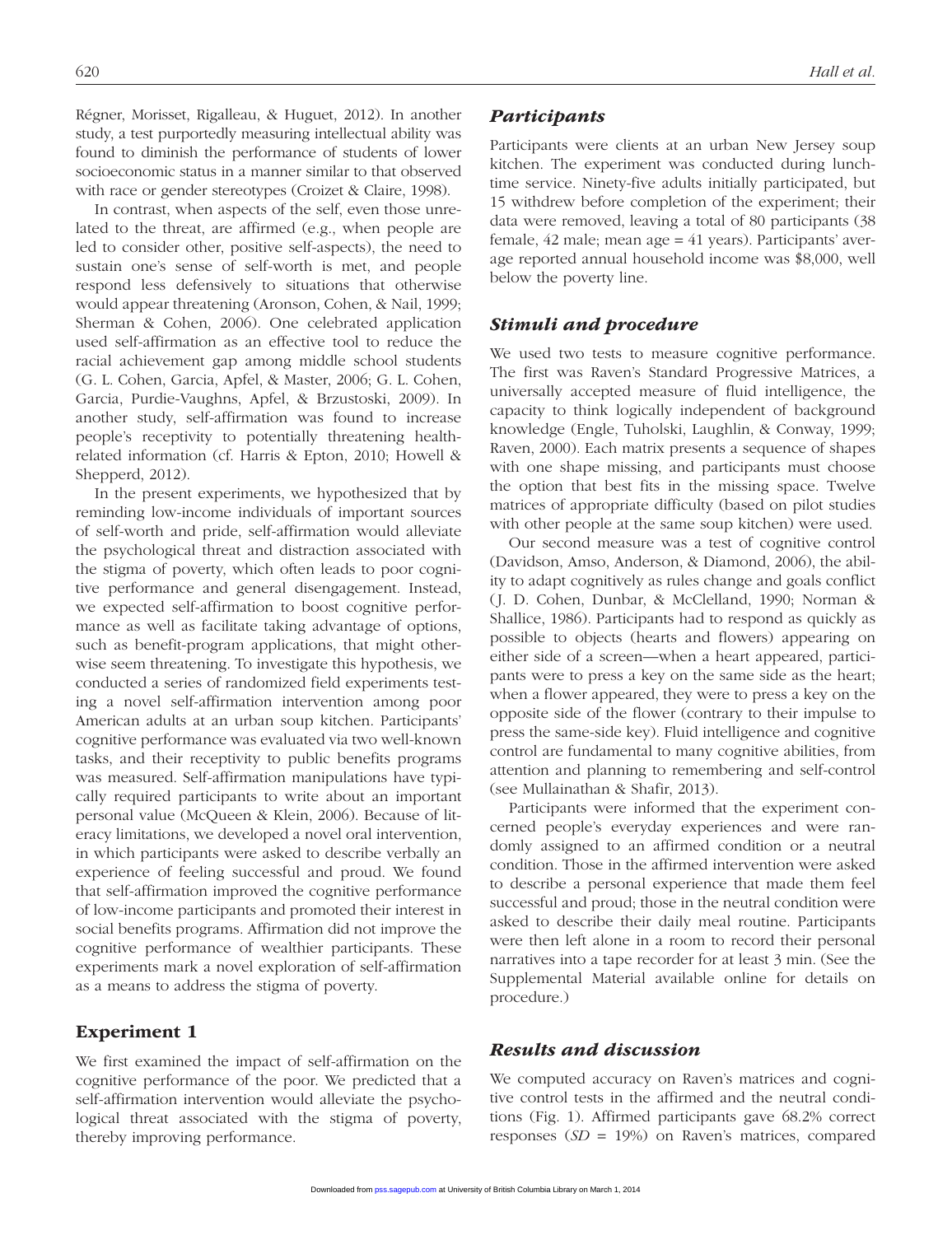Régner, Morisset, Rigalleau, & Huguet, 2012). In another study, a test purportedly measuring intellectual ability was found to diminish the performance of students of lower socioeconomic status in a manner similar to that observed with race or gender stereotypes (Croizet & Claire, 1998).

In contrast, when aspects of the self, even those unrelated to the threat, are affirmed (e.g., when people are led to consider other, positive self-aspects), the need to sustain one's sense of self-worth is met, and people respond less defensively to situations that otherwise would appear threatening (Aronson, Cohen, & Nail, 1999; Sherman & Cohen, 2006). One celebrated application used self-affirmation as an effective tool to reduce the racial achievement gap among middle school students (G. L. Cohen, Garcia, Apfel, & Master, 2006; G. L. Cohen, Garcia, Purdie-Vaughns, Apfel, & Brzustoski, 2009). In another study, self-affirmation was found to increase people's receptivity to potentially threatening health-related information (cf. Harris & Epton, 2010; Howell & Shepperd, 2012).

In the present experiments, we hypothesized that by reminding low-income individuals of important sources of self-worth and pride, self-affirmation would alleviate the psychological threat and distraction associated with the stigma of poverty, which often leads to poor cognitive performance and general disengagement. Instead, we expected self-affirmation to boost cognitive performance as well as facilitate taking advantage of options, such as benefit-program applications, that might otherwise seem threatening. To investigate this hypothesis, we conducted a series of randomized field experiments testing a novel self-affirmation intervention among poor American adults at an urban soup kitchen. Participants' cognitive performance was evaluated via two well-known tasks, and their receptivity to public benefits programs was measured. Self-affirmation manipulations have typically required participants to write about an important personal value (McQueen & Klein, 2006). Because of literacy limitations, we developed a novel oral intervention, in which participants were asked to describe verbally an experience of feeling successful and proud. We found that self-affirmation improved the cognitive performance of low-income participants and promoted their interest in social benefits programs. Affirmation did not improve the cognitive performance of wealthier participants. These experiments mark a novel exploration of self-affirmation as a means to address the stigma of poverty.

## Experiment 1

We first examined the impact of self-affirmation on the cognitive performance of the poor. We predicted that a self-affirmation intervention would alleviate the psychological threat associated with the stigma of poverty, thereby improving performance.

### *Participants*

Participants were clients at an urban New Jersey soup kitchen. The experiment was conducted during lunchtime service. Ninety-five adults initially participated, but 15 withdrew before completion of the experiment; their data were removed, leaving a total of 80 participants (38 female, 42 male; mean age = 41 years). Participants' average reported annual household income was $8,000, well below the poverty line.

### *Stimuli and procedure*

We used two tests to measure cognitive performance. The first was Raven's Standard Progressive Matrices, a universally accepted measure of fluid intelligence, the capacity to think logically independent of background knowledge (Engle, Tuholski, Laughlin, & Conway, 1999; Raven, 2000). Each matrix presents a sequence of shapes with one shape missing, and participants must choose the option that best fits in the missing space. Twelve matrices of appropriate difficulty (based on pilot studies with other people at the same soup kitchen) were used.

Our second measure was a test of cognitive control (Davidson, Amso, Anderson, & Diamond, 2006), the ability to adapt cognitively as rules change and goals conflict (J. D. Cohen, Dunbar, & McClelland, 1990; Norman & Shallice, 1986). Participants had to respond as quickly as possible to objects (hearts and flowers) appearing on either side of a screen—when a heart appeared, participants were to press a key on the same side as the heart; when a flower appeared, they were to press a key on the opposite side of the flower (contrary to their impulse to press the same-side key). Fluid intelligence and cognitive control are fundamental to many cognitive abilities, from attention and planning to remembering and self-control (see Mullainathan & Shafir, 2013).

Participants were informed that the experiment concerned people's everyday experiences and were randomly assigned to an affirmed condition or a neutral condition. Those in the affirmed intervention were asked to describe a personal experience that made them feel successful and proud; those in the neutral condition were asked to describe their daily meal routine. Participants were then left alone in a room to record their personal narratives into a tape recorder for at least 3 min. (See the Supplemental Material available online for details on procedure.)

### *Results and discussion*

We computed accuracy on Raven's matrices and cognitive control tests in the affirmed and the neutral conditions (Fig. 1). Affirmed participants gave 68.2% correct responses (*SD* = 19%) on Raven's matrices, compared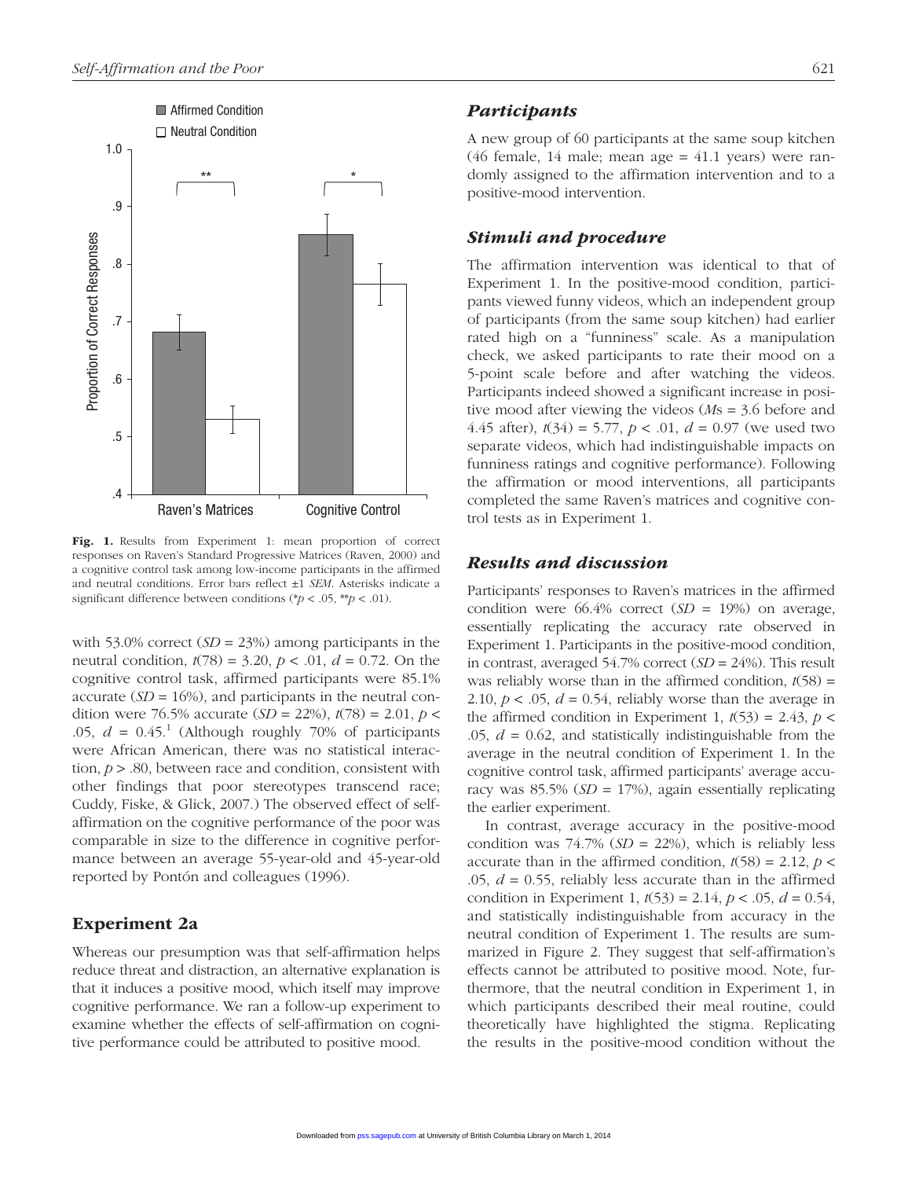Fig. 1. Results from Experiment 1: mean proportion of correct responses on Raven's Standard Progressive Matrices (Raven, 2000) and a cognitive control task among low-income participants in the affirmed and neutral conditions. Error bars reflect ±1 *SEM*. Asterisks indicate a significant difference between conditions (\*$p < .05$, \*\*$p < .01$).

with 53.0% correct ($SD$ = 23%) among participants in the neutral condition, $t(78) = 3.20$, $p < .01$, $d = 0.72$. On the cognitive control task, affirmed participants were 85.1% accurate ($SD$ = 16%), and participants in the neutral condition were 76.5% accurate ($SD$ = 22%), $t(78) = 2.01$, $p < .05$, $d = 0.45$.[1] (Although roughly 70% of participants were African American, there was no statistical interaction, $p > .80$, between race and condition, consistent with other findings that poor stereotypes transcend race; Cuddy, Fiske, & Glick, 2007.) The observed effect of self-affirmation on the cognitive performance of the poor was comparable in size to the difference in cognitive performance between an average 55-year-old and 45-year-old reported by Pontón and colleagues (1996).

## Experiment 2a

Whereas our presumption was that self-affirmation helps reduce threat and distraction, an alternative explanation is that it induces a positive mood, which itself may improve cognitive performance. We ran a follow-up experiment to examine whether the effects of self-affirmation on cognitive performance could be attributed to positive mood.

### *Participants*

A new group of 60 participants at the same soup kitchen (46 female, 14 male; mean age = 41.1 years) were randomly assigned to the affirmation intervention and to a positive-mood intervention.

### *Stimuli and procedure*

The affirmation intervention was identical to that of Experiment 1. In the positive-mood condition, participants viewed funny videos, which an independent group of participants (from the same soup kitchen) had earlier rated high on a "funniness" scale. As a manipulation check, we asked participants to rate their mood on a 5-point scale before and after watching the videos. Participants indeed showed a significant increase in positive mood after viewing the videos (*M*s = 3.6 before and 4.45 after), $t(34) = 5.77$, $p < .01$, $d = 0.97$ (we used two separate videos, which had indistinguishable impacts on funniness ratings and cognitive performance). Following the affirmation or mood interventions, all participants completed the same Raven's matrices and cognitive control tests as in Experiment 1.

### *Results and discussion*

Participants' responses to Raven's matrices in the affirmed condition were 66.4% correct ($SD$ = 19%) on average, essentially replicating the accuracy rate observed in Experiment 1. Participants in the positive-mood condition, in contrast, averaged 54.7% correct ($SD$ = 24%). This result was reliably worse than in the affirmed condition, $t(58) = 2.10$, $p < .05$, $d = 0.54$, reliably worse than the average in the affirmed condition in Experiment 1, $t(53) = 2.43$, $p < .05$, $d = 0.62$, and statistically indistinguishable from the average in the neutral condition of Experiment 1. In the cognitive control task, affirmed participants' average accuracy was 85.5% ($SD$ = 17%), again essentially replicating the earlier experiment.

In contrast, average accuracy in the positive-mood condition was 74.7% ($SD$ = 22%), which is reliably less accurate than in the affirmed condition, $t(58) = 2.12$, $p < .05$, $d = 0.55$, reliably less accurate than in the affirmed condition in Experiment 1, $t(53) = 2.14$, $p < .05$, $d = 0.54$, and statistically indistinguishable from accuracy in the neutral condition of Experiment 1. The results are summarized in Figure 2. They suggest that self-affirmation's effects cannot be attributed to positive mood. Note, furthermore, that the neutral condition in Experiment 1, in which participants described their meal routine, could theoretically have highlighted the stigma. Replicating the results in the positive-mood condition without the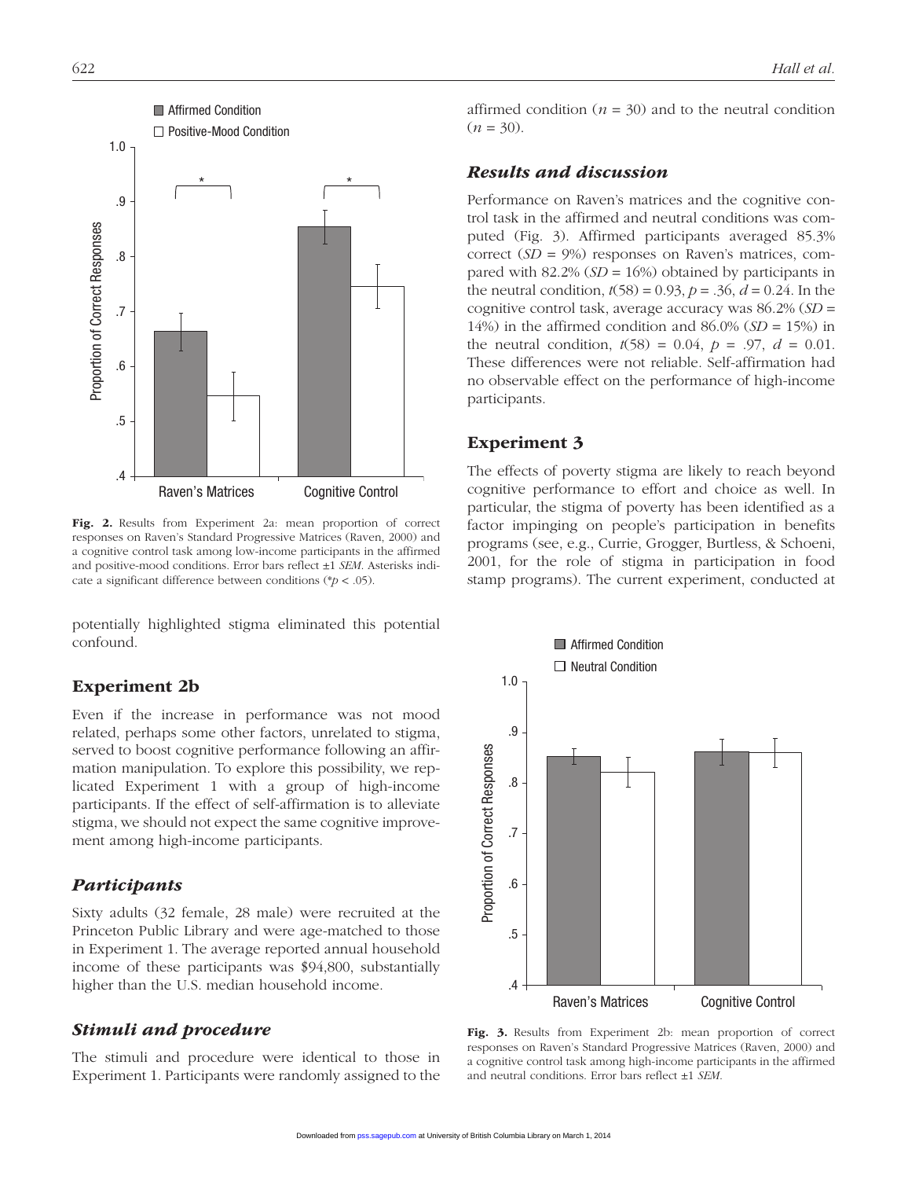Fig. 2. Results from Experiment 2a: mean proportion of correct responses on Raven's Standard Progressive Matrices (Raven, 2000) and a cognitive control task among low-income participants in the affirmed and positive-mood conditions. Error bars reflect ±1 *SEM*. Asterisks indicate a significant difference between conditions (* $p < .05$).

potentially highlighted stigma eliminated this potential confound.

## Experiment 2b

Even if the increase in performance was not mood related, perhaps some other factors, unrelated to stigma, served to boost cognitive performance following an affirmation manipulation. To explore this possibility, we replicated Experiment 1 with a group of high-income participants. If the effect of self-affirmation is to alleviate stigma, we should not expect the same cognitive improvement among high-income participants.

### *Participants*

Sixty adults (32 female, 28 male) were recruited at the Princeton Public Library and were age-matched to those in Experiment 1. The average reported annual household income of these participants was $94,800, substantially higher than the U.S. median household income.

### *Stimuli and procedure*

The stimuli and procedure were identical to those in Experiment 1. Participants were randomly assigned to the affirmed condition ($n$ = 30) and to the neutral condition ($n$ = 30).

### *Results and discussion*

Performance on Raven's matrices and the cognitive control task in the affirmed and neutral conditions was computed (Fig. 3). Affirmed participants averaged 85.3% correct (*SD* = 9%) responses on Raven's matrices, compared with 82.2% (*SD* = 16%) obtained by participants in the neutral condition, $t(58) = 0.93$, $p = .36$, $d = 0.24$. In the cognitive control task, average accuracy was 86.2% (*SD* = 14%) in the affirmed condition and 86.0% (*SD* = 15%) in the neutral condition, $t(58) = 0.04$, $p = .97$, $d = 0.01$. These differences were not reliable. Self-affirmation had no observable effect on the performance of high-income participants.

## Experiment 3

The effects of poverty stigma are likely to reach beyond cognitive performance to effort and choice as well. In particular, the stigma of poverty has been identified as a factor impinging on people's participation in benefits programs (see, e.g., Currie, Grogger, Burtless, & Schoeni, 2001, for the role of stigma in participation in food stamp programs). The current experiment, conducted at

Fig. 3. Results from Experiment 2b: mean proportion of correct responses on Raven's Standard Progressive Matrices (Raven, 2000) and a cognitive control task among high-income participants in the affirmed and neutral conditions. Error bars reflect ±1 *SEM*.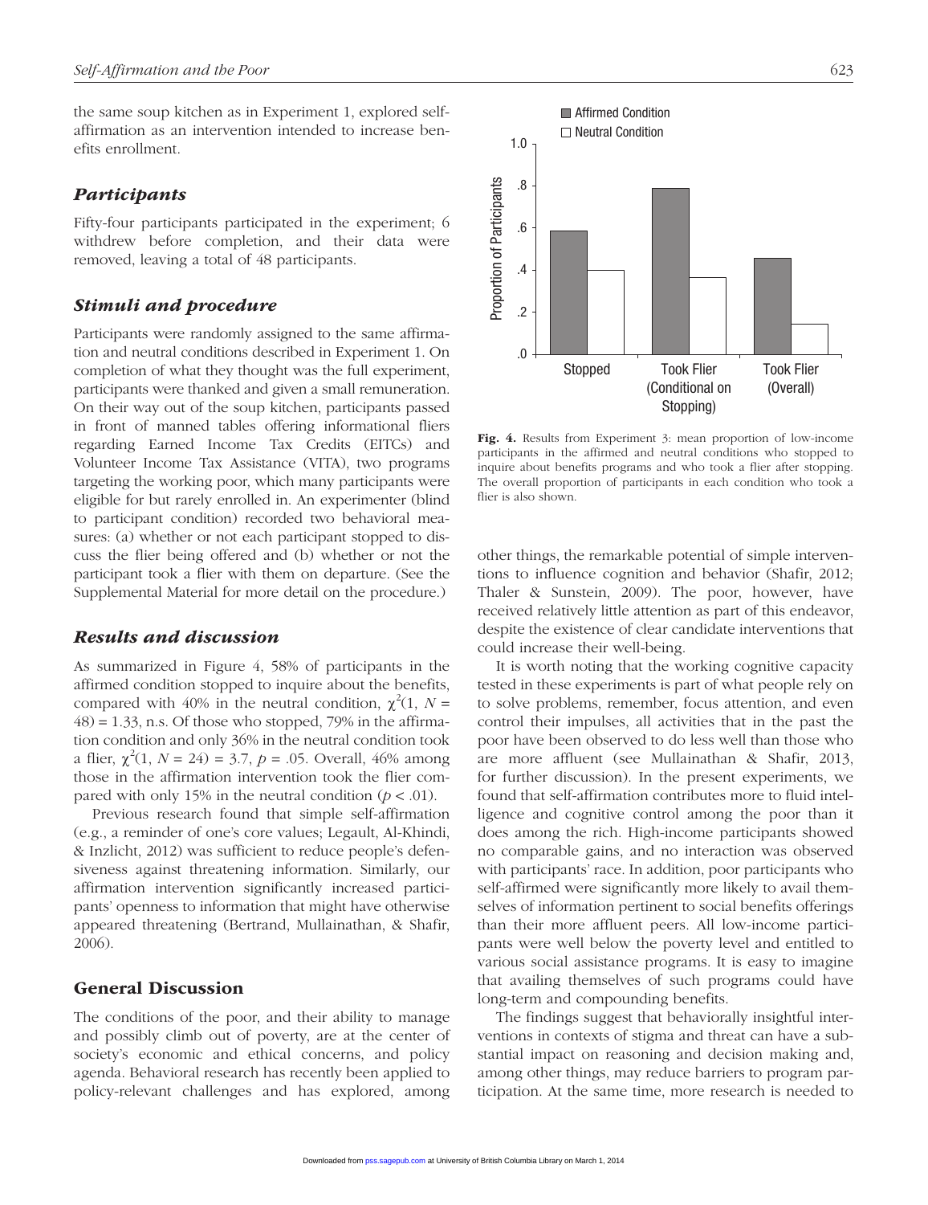the same soup kitchen as in Experiment 1, explored self-affirmation as an intervention intended to increase benefits enrollment.

### *Participants*

Fifty-four participants participated in the experiment; 6 withdrew before completion, and their data were removed, leaving a total of 48 participants.

### *Stimuli and procedure*

Participants were randomly assigned to the same affirmation and neutral conditions described in Experiment 1. On completion of what they thought was the full experiment, participants were thanked and given a small remuneration. On their way out of the soup kitchen, participants passed in front of manned tables offering informational fliers regarding Earned Income Tax Credits (EITCs) and Volunteer Income Tax Assistance (VITA), two programs targeting the working poor, which many participants were eligible for but rarely enrolled in. An experimenter (blind to participant condition) recorded two behavioral measures: (a) whether or not each participant stopped to discuss the flier being offered and (b) whether or not the participant took a flier with them on departure. (See the Supplemental Material for more detail on the procedure.)

### *Results and discussion*

As summarized in Figure 4, 58% of participants in the affirmed condition stopped to inquire about the benefits, compared with 40% in the neutral condition, $\chi^2(1, N = 48) = 1.33$, n.s. Of those who stopped, 79% in the affirmation condition and only 36% in the neutral condition took a flier, $\chi^2(1, N = 24) = 3.7$, $p = .05$. Overall, 46% among those in the affirmation intervention took the flier compared with only 15% in the neutral condition ($p < .01$).

Previous research found that simple self-affirmation (e.g., a reminder of one's core values; Legault, Al-Khindi, & Inzlicht, 2012) was sufficient to reduce people's defensiveness against threatening information. Similarly, our affirmation intervention significantly increased participants' openness to information that might have otherwise appeared threatening (Bertrand, Mullainathan, & Shafir, 2006).

**Fig. 4.** Results from Experiment 3: mean proportion of low-income participants in the affirmed and neutral conditions who stopped to inquire about benefits programs and who took a flier after stopping. The overall proportion of participants in each condition who took a flier is also shown.

## General Discussion

The conditions of the poor, and their ability to manage and possibly climb out of poverty, are at the center of society's economic and ethical concerns, and policy agenda. Behavioral research has recently been applied to policy-relevant challenges and has explored, among other things, the remarkable potential of simple interventions to influence cognition and behavior (Shafir, 2012; Thaler & Sunstein, 2009). The poor, however, have received relatively little attention as part of this endeavor, despite the existence of clear candidate interventions that could increase their well-being.

It is worth noting that the working cognitive capacity tested in these experiments is part of what people rely on to solve problems, remember, focus attention, and even control their impulses, all activities that in the past the poor have been observed to do less well than those who are more affluent (see Mullainathan & Shafir, 2013, for further discussion). In the present experiments, we found that self-affirmation contributes more to fluid intelligence and cognitive control among the poor than it does among the rich. High-income participants showed no comparable gains, and no interaction was observed with participants' race. In addition, poor participants who self-affirmed were significantly more likely to avail themselves of information pertinent to social benefits offerings than their more affluent peers. All low-income participants were well below the poverty level and entitled to various social assistance programs. It is easy to imagine that availing themselves of such programs could have long-term and compounding benefits.

The findings suggest that behaviorally insightful interventions in contexts of stigma and threat can have a substantial impact on reasoning and decision making and, among other things, may reduce barriers to program participation. At the same time, more research is needed to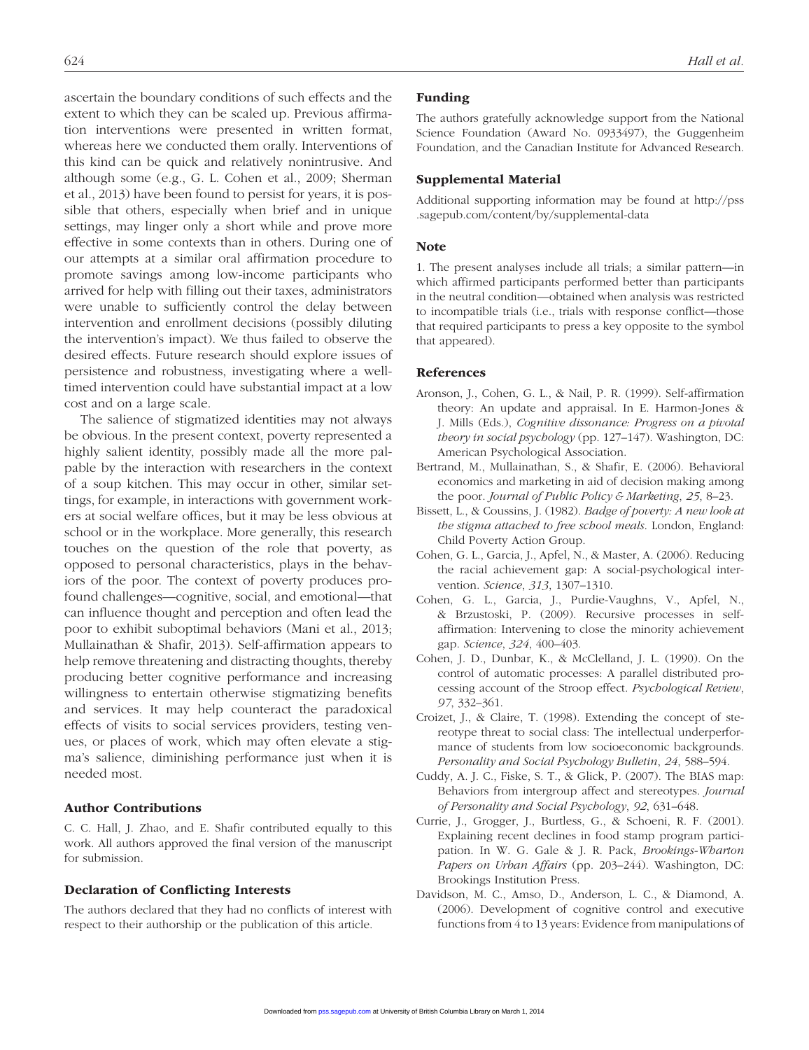ascertain the boundary conditions of such effects and the extent to which they can be scaled up. Previous affirmation interventions were presented in written format, whereas here we conducted them orally. Interventions of this kind can be quick and relatively nonintrusive. And although some (e.g., G. L. Cohen et al., 2009; Sherman et al., 2013) have been found to persist for years, it is possible that others, especially when brief and in unique settings, may linger only a short while and prove more effective in some contexts than in others. During one of our attempts at a similar oral affirmation procedure to promote savings among low-income participants who arrived for help with filling out their taxes, administrators were unable to sufficiently control the delay between intervention and enrollment decisions (possibly diluting the intervention's impact). We thus failed to observe the desired effects. Future research should explore issues of persistence and robustness, investigating where a well-timed intervention could have substantial impact at a low cost and on a large scale.

The salience of stigmatized identities may not always be obvious. In the present context, poverty represented a highly salient identity, possibly made all the more palpable by the interaction with researchers in the context of a soup kitchen. This may occur in other, similar settings, for example, in interactions with government workers at social welfare offices, but it may be less obvious at school or in the workplace. More generally, this research touches on the question of the role that poverty, as opposed to personal characteristics, plays in the behaviors of the poor. The context of poverty produces profound challenges—cognitive, social, and emotional—that can influence thought and perception and often lead the poor to exhibit suboptimal behaviors (Mani et al., 2013; Mullainathan & Shafir, 2013). Self-affirmation appears to help remove threatening and distracting thoughts, thereby producing better cognitive performance and increasing willingness to entertain otherwise stigmatizing benefits and services. It may help counteract the paradoxical effects of visits to social services providers, testing venues, or places of work, which may often elevate a stigma's salience, diminishing performance just when it is needed most.

## Author Contributions

C. C. Hall, J. Zhao, and E. Shafir contributed equally to this work. All authors approved the final version of the manuscript for submission.

## Declaration of Conflicting Interests

The authors declared that they had no conflicts of interest with respect to their authorship or the publication of this article.

## Funding

The authors gratefully acknowledge support from the National Science Foundation (Award No. 0933497), the Guggenheim Foundation, and the Canadian Institute for Advanced Research.

## Supplemental Material

Additional supporting information may be found at http://pss.sagepub.com/content/by/supplemental-data

## Note

1. The present analyses include all trials; a similar pattern—in which affirmed participants performed better than participants in the neutral condition—obtained when analysis was restricted to incompatible trials (i.e., trials with response conflict—those that required participants to press a key opposite to the symbol that appeared).

## References

Aronson, J., Cohen, G. L., & Nail, P. R. (1999). Self-affirmation theory: An update and appraisal. In E. Harmon-Jones & J. Mills (Eds.), *Cognitive dissonance: Progress on a pivotal theory in social psychology* (pp. 127–147). Washington, DC: American Psychological Association.

Bertrand, M., Mullainathan, S., & Shafir, E. (2006). Behavioral economics and marketing in aid of decision making among the poor. *Journal of Public Policy & Marketing*, *25*, 8–23.

Bissett, L., & Coussins, J. (1982). *Badge of poverty: A new look at the stigma attached to free school meals*. London, England: Child Poverty Action Group.

Cohen, G. L., Garcia, J., Apfel, N., & Master, A. (2006). Reducing the racial achievement gap: A social-psychological intervention. *Science*, *313*, 1307–1310.

Cohen, G. L., Garcia, J., Purdie-Vaughns, V., Apfel, N., & Brzustoski, P. (2009). Recursive processes in self-affirmation: Intervening to close the minority achievement gap. *Science*, *324*, 400–403.

Cohen, J. D., Dunbar, K., & McClelland, J. L. (1990). On the control of automatic processes: A parallel distributed processing account of the Stroop effect. *Psychological Review*, *97*, 332–361.

Croizet, J., & Claire, T. (1998). Extending the concept of stereotype threat to social class: The intellectual underperformance of students from low socioeconomic backgrounds. *Personality and Social Psychology Bulletin*, *24*, 588–594.

Cuddy, A. J. C., Fiske, S. T., & Glick, P. (2007). The BIAS map: Behaviors from intergroup affect and stereotypes. *Journal of Personality and Social Psychology*, *92*, 631–648.

Currie, J., Grogger, J., Burtless, G., & Schoeni, R. F. (2001). Explaining recent declines in food stamp program participation. In W. G. Gale & J. R. Pack, *Brookings-Wharton Papers on Urban Affairs* (pp. 203–244). Washington, DC: Brookings Institution Press.

Davidson, M. C., Amso, D., Anderson, L. C., & Diamond, A. (2006). Development of cognitive control and executive functions from 4 to 13 years: Evidence from manipulations of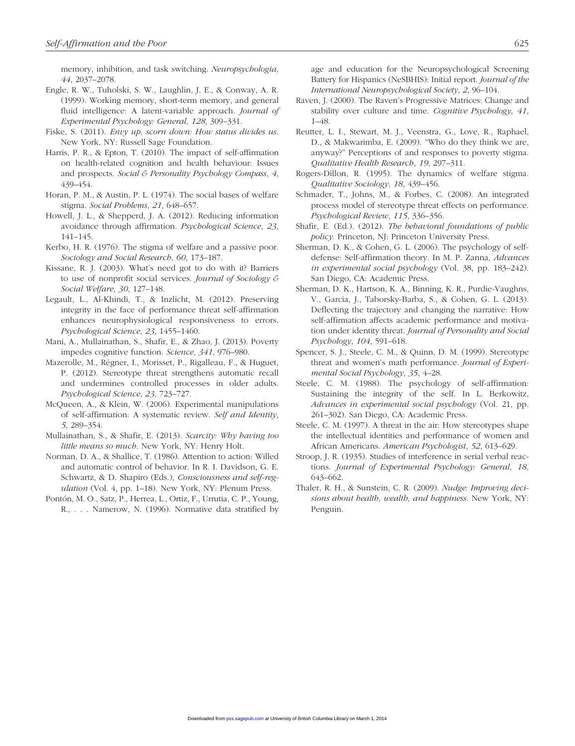memory, inhibition, and task switching. *Neuropsychologia*, *44*, 2037–2078.

Engle, R. W., Tuholski, S. W., Laughlin, J. E., & Conway, A. R. (1999). Working memory, short-term memory, and general fluid intelligence: A latent-variable approach. *Journal of Experimental Psychology: General*, *128*, 309–331.

Fiske, S. (2011). *Envy up, scorn down: How status divides us*. New York, NY: Russell Sage Foundation.

Harris, P. R., & Epton, T. (2010). The impact of self-affirmation on health-related cognition and health behaviour: Issues and prospects. *Social & Personality Psychology Compass*, *4*, 439–454.

Horan, P. M., & Austin, P. L. (1974). The social bases of welfare stigma. *Social Problems*, *21*, 648–657.

Howell, J. L., & Shepperd, J. A. (2012). Reducing information avoidance through affirmation. *Psychological Science*, *23*, 141–145.

Kerbo, H. R. (1976). The stigma of welfare and a passive poor. *Sociology and Social Research*, *60*, 173–187.

Kissane, R. J. (2003). What's need got to do with it? Barriers to use of nonprofit social services. *Journal of Sociology & Social Welfare*, *30*, 127–148.

Legault, L., Al-Khindi, T., & Inzlicht, M. (2012). Preserving integrity in the face of performance threat self-affirmation enhances neurophysiological responsiveness to errors. *Psychological Science*, *23*, 1455–1460.

Mani, A., Mullainathan, S., Shafir, E., & Zhao, J. (2013). Poverty impedes cognitive function. *Science*, *341*, 976–980.

Mazerolle, M., Régner, I., Morisset, P., Rigalleau, F., & Huguet, P. (2012). Stereotype threat strengthens automatic recall and undermines controlled processes in older adults. *Psychological Science*, *23*, 723–727.

McQueen, A., & Klein, W. (2006). Experimental manipulations of self-affirmation: A systematic review. *Self and Identity*, *5*, 289–354.

Mullainathan, S., & Shafir, E. (2013). *Scarcity: Why having too little means so much*. New York, NY: Henry Holt.

Norman, D. A., & Shallice, T. (1986). Attention to action: Willed and automatic control of behavior. In R. I. Davidson, G. E. Schwartz, & D. Shapiro (Eds.), *Consciousness and self-regulation* (Vol. 4, pp. 1–18). New York, NY: Plenum Press.

Pontón, M. O., Satz, P., Herrea, L., Ortiz, F., Urrutia, C. P., Young, R., . . . Namerow, N. (1996). Normative data stratified by age and education for the Neuropsychological Screening Battery for Hispanics (NeSBHIS): Initial report. *Journal of the International Neuropsychological Society*, *2*, 96–104.

Raven, J. (2000). The Raven's Progressive Matrices: Change and stability over culture and time. *Cognitive Psychology*, *41*, 1–48.

Reutter, L. I., Stewart, M. J., Veenstra, G., Love, R., Raphael, D., & Makwarimba, E. (2009). "Who do they think we are, anyway?" Perceptions of and responses to poverty stigma. *Qualitative Health Research*, *19*, 297–311.

Rogers-Dillon, R. (1995). The dynamics of welfare stigma. *Qualitative Sociology*, *18*, 439–456.

Schmader, T., Johns, M., & Forbes, C. (2008). An integrated process model of stereotype threat effects on performance. *Psychological Review*, *115*, 336–356.

Shafir, E. (Ed.). (2012). *The behavioral foundations of public policy*. Princeton, NJ: Princeton University Press.

Sherman, D. K., & Cohen, G. L. (2006). The psychology of self-defense: Self-affirmation theory. In M. P. Zanna, *Advances in experimental social psychology* (Vol. 38, pp. 183–242). San Diego, CA: Academic Press.

Sherman, D. K., Hartson, K. A., Binning, K. R., Purdie-Vaughns, V., Garcia, J., Taborsky-Barba, S., & Cohen, G. L. (2013). Deflecting the trajectory and changing the narrative: How self-affirmation affects academic performance and motivation under identity threat. *Journal of Personality and Social Psychology*, *104*, 591–618.

Spencer, S. J., Steele, C. M., & Quinn, D. M. (1999). Stereotype threat and women's math performance. *Journal of Experimental Social Psychology*, *35*, 4–28.

Steele, C. M. (1988). The psychology of self-affirmation: Sustaining the integrity of the self. In L. Berkowitz, *Advances in experimental social psychology* (Vol. 21, pp. 261–302). San Diego, CA: Academic Press.

Steele, C. M. (1997). A threat in the air: How stereotypes shape the intellectual identities and performance of women and African Americans. *American Psychologist*, *52*, 613–629.

Stroop, J. R. (1935). Studies of interference in serial verbal reactions. *Journal of Experimental Psychology: General*, *18*, 643–662.

Thaler, R. H., & Sunstein, C. R. (2009). *Nudge: Improving decisions about health, wealth, and happiness*. New York, NY: Penguin.